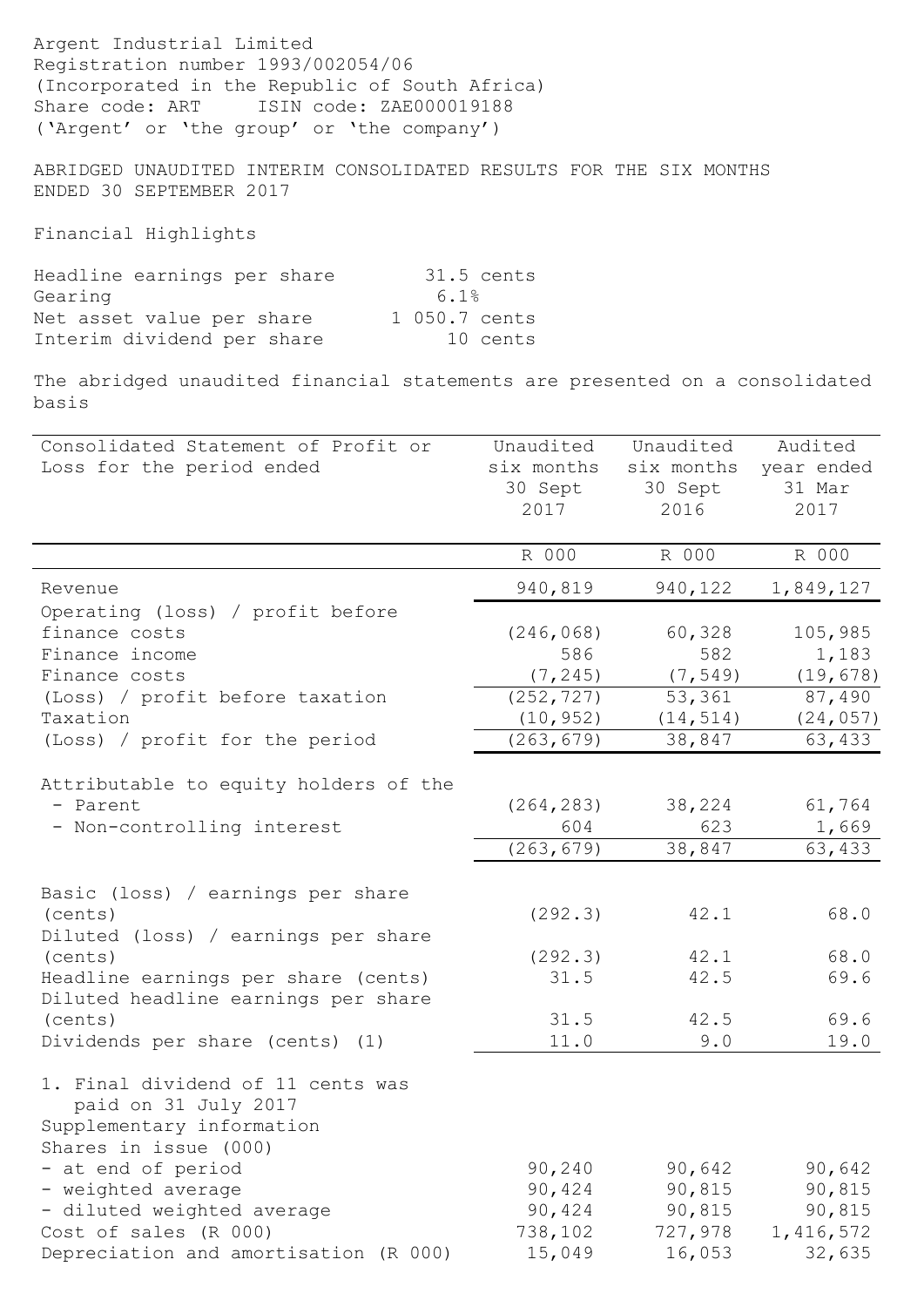Argent Industrial Limited
Registration number 1993/002054/06
(Incorporated in the Republic of South Africa)
Share code: ART ISIN code: ZAE000019188
('Argent' or 'the group' or 'the company')

## ABRIDGED UNAUDITED INTERIM CONSOLIDATED RESULTS FOR THE SIX MONTHS ENDED 30 SEPTEMBER 2017

### Financial Highlights

| | |
|---|---|
| Headline earnings per share | 31.5 cents |
| Gearing | 6.1% |
| Net asset value per share | 1 050.7 cents |
| Interim dividend per share | 10 cents |

The abridged unaudited financial statements are presented on a consolidated basis

| Consolidated Statement of Profit or Loss for the period ended | Unaudited six months 30 Sept 2017 | Unaudited six months 30 Sept 2016 | Audited year ended 31 Mar 2017 |
|---|---|---|---|
| | R 000 | R 000 | R 000 |
| Revenue | 940,819 | 940,122 | 1,849,127 |
| Operating (loss) / profit before finance costs | (246,068) | 60,328 | 105,985 |
| Finance income | 586 | 582 | 1,183 |
| Finance costs | (7,245) | (7,549) | (19,678) |
| (Loss) / profit before taxation | (252,727) | 53,361 | 87,490 |
| Taxation | (10,952) | (14,514) | (24,057) |
| (Loss) / profit for the period | (263,679) | 38,847 | 63,433 |
| Attributable to equity holders of the | | | |
| - Parent | (264,283) | 38,224 | 61,764 |
| - Non-controlling interest | 604 | 623 | 1,669 |
| | (263,679) | 38,847 | 63,433 |
| Basic (loss) / earnings per share (cents) | (292.3) | 42.1 | 68.0 |
| Diluted (loss) / earnings per share (cents) | (292.3) | 42.1 | 68.0 |
| Headline earnings per share (cents) | 31.5 | 42.5 | 69.6 |
| Diluted headline earnings per share (cents) | 31.5 | 42.5 | 69.6 |
| Dividends per share (cents) (1) | 11.0 | 9.0 | 19.0 |
| 1. Final dividend of 11 cents was paid on 31 July 2017 | | | |
| Supplementary information | | | |
| Shares in issue (000) | | | |
| - at end of period | 90,240 | 90,642 | 90,642 |
| - weighted average | 90,424 | 90,815 | 90,815 |
| - diluted weighted average | 90,424 | 90,815 | 90,815 |
| Cost of sales (R 000) | 738,102 | 727,978 | 1,416,572 |
| Depreciation and amortisation (R 000) | 15,049 | 16,053 | 32,635 |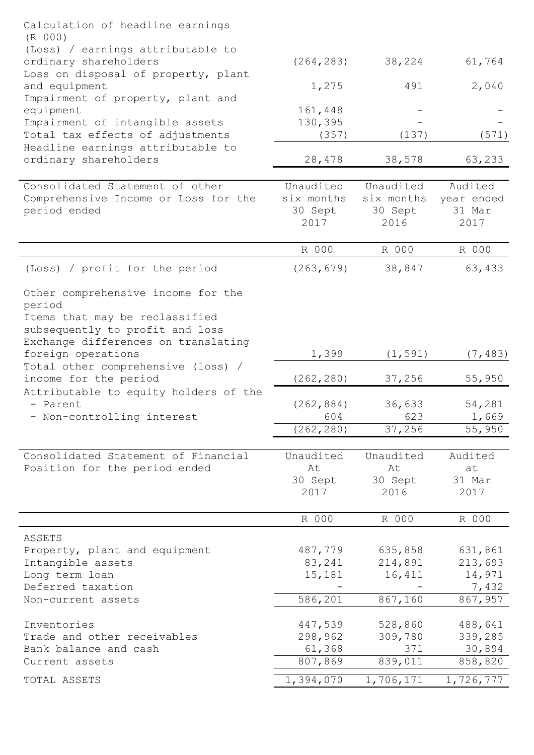| Calculation of headline earnings (R 000) | | | |
|---|---|---|---|
| (Loss) / earnings attributable to ordinary shareholders | (264,283) | 38,224 | 61,764 |
| Loss on disposal of property, plant and equipment | 1,275 | 491 | 2,040 |
| Impairment of property, plant and equipment | 161,448 | - | - |
| Impairment of intangible assets | 130,395 | - | - |
| Total tax effects of adjustments | (357) | (137) | (571) |
| Headline earnings attributable to ordinary shareholders | 28,478 | 38,578 | 63,233 |

| Consolidated Statement of other Comprehensive Income or Loss for the period ended | Unaudited six months 30 Sept 2017 | Unaudited six months 30 Sept 2016 | Audited year ended 31 Mar 2017 |
|---|---|---|---|
| | R 000 | R 000 | R 000 |
| (Loss) / profit for the period | (263,679) | 38,847 | 63,433 |
| Other comprehensive income for the period | | | |
| Items that may be reclassified subsequently to profit and loss | | | |
| Exchange differences on translating foreign operations | 1,399 | (1,591) | (7,483) |
| Total other comprehensive (loss) / income for the period | (262,280) | 37,256 | 55,950 |
| Attributable to equity holders of the | | | |
| - Parent | (262,884) | 36,633 | 54,281 |
| - Non-controlling interest | 604 | 623 | 1,669 |
| | (262,280) | 37,256 | 55,950 |

| Consolidated Statement of Financial Position for the period ended | Unaudited At 30 Sept 2017 | Unaudited At 30 Sept 2016 | Audited at 31 Mar 2017 |
|---|---|---|---|
| | R 000 | R 000 | R 000 |
| ASSETS | | | |
| Property, plant and equipment | 487,779 | 635,858 | 631,861 |
| Intangible assets | 83,241 | 214,891 | 213,693 |
| Long term loan | 15,181 | 16,411 | 14,971 |
| Deferred taxation | - | - | 7,432 |
| Non-current assets | 586,201 | 867,160 | 867,957 |
| Inventories | 447,539 | 528,860 | 488,641 |
| Trade and other receivables | 298,962 | 309,780 | 339,285 |
| Bank balance and cash | 61,368 | 371 | 30,894 |
| Current assets | 807,869 | 839,011 | 858,820 |
| TOTAL ASSETS | 1,394,070 | 1,706,171 | 1,726,777 |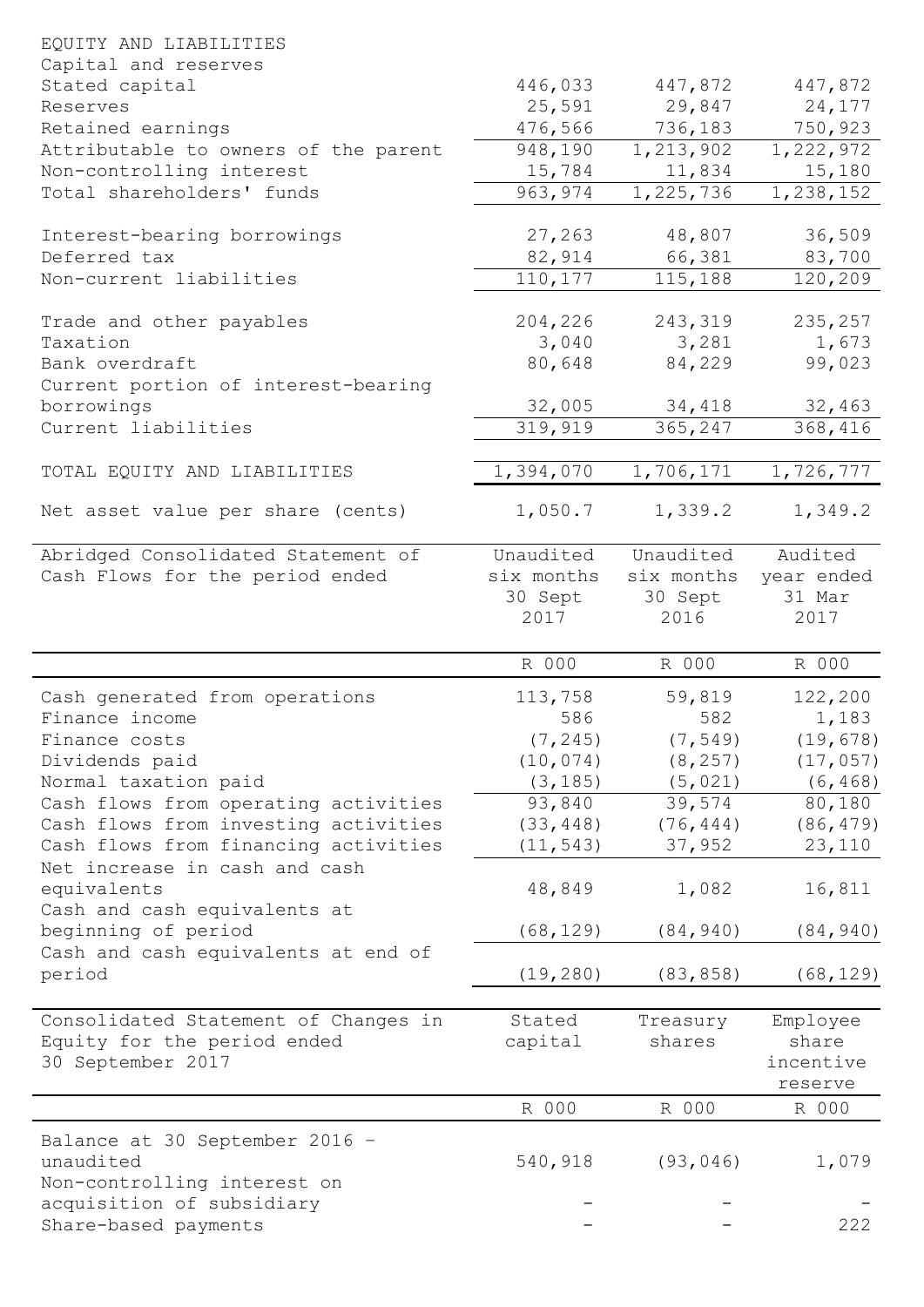| EQUITY AND LIABILITIES | | | |
|---|---|---|---|
| Capital and reserves | | | |
| Stated capital | 446,033 | 447,872 | 447,872 |
| Reserves | 25,591 | 29,847 | 24,177 |
| Retained earnings | 476,566 | 736,183 | 750,923 |
| Attributable to owners of the parent | 948,190 | 1,213,902 | 1,222,972 |
| Non-controlling interest | 15,784 | 11,834 | 15,180 |
| Total shareholders' funds | 963,974 | 1,225,736 | 1,238,152 |
| | | | |
| Interest-bearing borrowings | 27,263 | 48,807 | 36,509 |
| Deferred tax | 82,914 | 66,381 | 83,700 |
| Non-current liabilities | 110,177 | 115,188 | 120,209 |
| | | | |
| Trade and other payables | 204,226 | 243,319 | 235,257 |
| Taxation | 3,040 | 3,281 | 1,673 |
| Bank overdraft | 80,648 | 84,229 | 99,023 |
| Current portion of interest-bearing borrowings | 32,005 | 34,418 | 32,463 |
| Current liabilities | 319,919 | 365,247 | 368,416 |
| | | | |
| TOTAL EQUITY AND LIABILITIES | 1,394,070 | 1,706,171 | 1,726,777 |
| | | | |
| Net asset value per share (cents) | 1,050.7 | 1,339.2 | 1,349.2 |

| Abridged Consolidated Statement of Cash Flows for the period ended | Unaudited six months 30 Sept 2017 | Unaudited six months 30 Sept 2016 | Audited year ended 31 Mar 2017 |
|---|---|---|---|
| | R 000 | R 000 | R 000 |
| Cash generated from operations | 113,758 | 59,819 | 122,200 |
| Finance income | 586 | 582 | 1,183 |
| Finance costs | (7,245) | (7,549) | (19,678) |
| Dividends paid | (10,074) | (8,257) | (17,057) |
| Normal taxation paid | (3,185) | (5,021) | (6,468) |
| Cash flows from operating activities | 93,840 | 39,574 | 80,180 |
| Cash flows from investing activities | (33,448) | (76,444) | (86,479) |
| Cash flows from financing activities | (11,543) | 37,952 | 23,110 |
| Net increase in cash and cash equivalents | 48,849 | 1,082 | 16,811 |
| Cash and cash equivalents at beginning of period | (68,129) | (84,940) | (84,940) |
| Cash and cash equivalents at end of period | (19,280) | (83,858) | (68,129) |

| Consolidated Statement of Changes in Equity for the period ended 30 September 2017 | Stated capital | Treasury shares | Employee share incentive reserve |
|---|---|---|---|
| | R 000 | R 000 | R 000 |
| Balance at 30 September 2016 - unaudited | 540,918 | (93,046) | 1,079 |
| Non-controlling interest on acquisition of subsidiary | - | - | - |
| Share-based payments | - | - | 222 |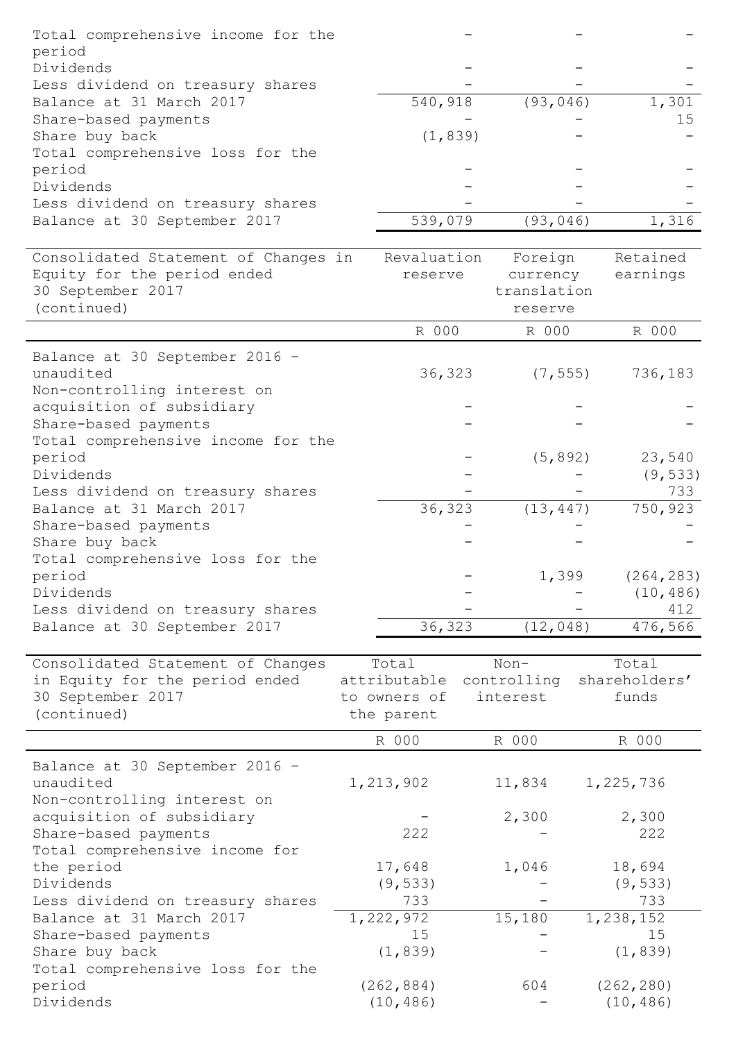| | | | |
|---|---|---|---|
| Total comprehensive income for the period | - | - | - |
| Dividends | - | - | - |
| Less dividend on treasury shares | - | - | - |
| Balance at 31 March 2017 | 540,918 | (93,046) | 1,301 |
| Share-based payments | - | - | 15 |
| Share buy back | (1,839) | - | - |
| Total comprehensive loss for the period | - | - | - |
| Dividends | - | - | - |
| Less dividend on treasury shares | - | - | - |
| Balance at 30 September 2017 | 539,079 | (93,046) | 1,316 |

| Consolidated Statement of Changes in Equity for the period ended 30 September 2017 (continued) | Revaluation reserve | Foreign currency translation reserve | Retained earnings |
|---|---|---|---|
| | R 000 | R 000 | R 000 |
| Balance at 30 September 2016 - unaudited | 36,323 | (7,555) | 736,183 |
| Non-controlling interest on acquisition of subsidiary | - | - | - |
| Share-based payments | - | - | - |
| Total comprehensive income for the period | - | (5,892) | 23,540 |
| Dividends | - | - | (9,533) |
| Less dividend on treasury shares | - | - | 733 |
| Balance at 31 March 2017 | 36,323 | (13,447) | 750,923 |
| Share-based payments | - | - | - |
| Share buy back | - | - | - |
| Total comprehensive loss for the period | - | 1,399 | (264,283) |
| Dividends | - | - | (10,486) |
| Less dividend on treasury shares | - | - | 412 |
| Balance at 30 September 2017 | 36,323 | (12,048) | 476,566 |

| Consolidated Statement of Changes in Equity for the period ended 30 September 2017 (continued) | Total attributable to owners of the parent | Non-controlling interest | Total shareholders' funds |
|---|---|---|---|
| | R 000 | R 000 | R 000 |
| Balance at 30 September 2016 - unaudited | 1,213,902 | 11,834 | 1,225,736 |
| Non-controlling interest on acquisition of subsidiary | - | 2,300 | 2,300 |
| Share-based payments | 222 | - | 222 |
| Total comprehensive income for the period | 17,648 | 1,046 | 18,694 |
| Dividends | (9,533) | - | (9,533) |
| Less dividend on treasury shares | 733 | - | 733 |
| Balance at 31 March 2017 | 1,222,972 | 15,180 | 1,238,152 |
| Share-based payments | 15 | - | 15 |
| Share buy back | (1,839) | - | (1,839) |
| Total comprehensive loss for the period | (262,884) | 604 | (262,280) |
| Dividends | (10,486) | - | (10,486) |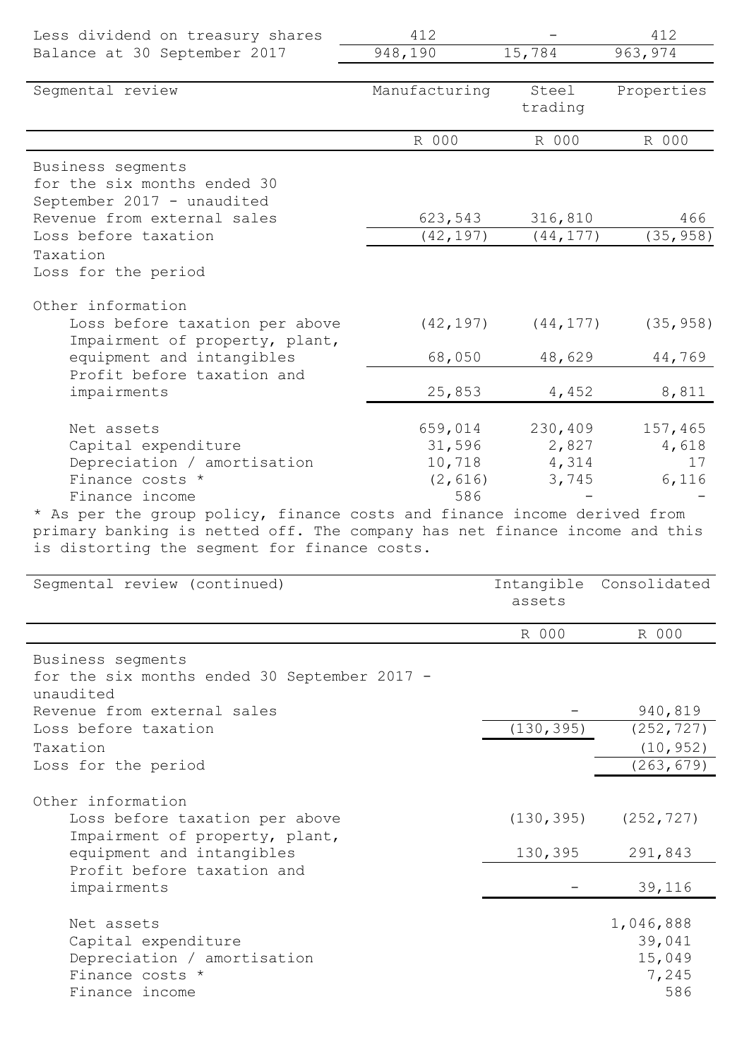| | | | |
|---|---|---|---|
| Less dividend on treasury shares | 412 | - | 412 |
| Balance at 30 September 2017 | 948,190 | 15,784 | 963,974 |

| Segmental review | Manufacturing | Steel trading | Properties |
|---|---|---|---|
| | R 000 | R 000 | R 000 |
| Business segments for the six months ended 30 September 2017 - unaudited | | | |
| Revenue from external sales | 623,543 | 316,810 | 466 |
| Loss before taxation | (42,197) | (44,177) | (35,958) |
| Taxation | | | |
| Loss for the period | | | |
| Other information | | | |
| Loss before taxation per above | (42,197) | (44,177) | (35,958) |
| Impairment of property, plant, equipment and intangibles | 68,050 | 48,629 | 44,769 |
| Profit before taxation and impairments | 25,853 | 4,452 | 8,811 |
| Net assets | 659,014 | 230,409 | 157,465 |
| Capital expenditure | 31,596 | 2,827 | 4,618 |
| Depreciation / amortisation | 10,718 | 4,314 | 17 |
| Finance costs * | (2,616) | 3,745 | 6,116 |
| Finance income | 586 | - | - |

* As per the group policy, finance costs and finance income derived from primary banking is netted off. The company has net finance income and this is distorting the segment for finance costs.

| Segmental review (continued) | Intangible assets | Consolidated |
|---|---|---|
| | R 000 | R 000 |
| Business segments for the six months ended 30 September 2017 - unaudited | | |
| Revenue from external sales | - | 940,819 |
| Loss before taxation | (130,395) | (252,727) |
| Taxation | | (10,952) |
| Loss for the period | | (263,679) |
| Other information | | |
| Loss before taxation per above | (130,395) | (252,727) |
| Impairment of property, plant, equipment and intangibles | 130,395 | 291,843 |
| Profit before taxation and impairments | - | 39,116 |
| Net assets | | 1,046,888 |
| Capital expenditure | | 39,041 |
| Depreciation / amortisation | | 15,049 |
| Finance costs * | | 7,245 |
| Finance income | | 586 |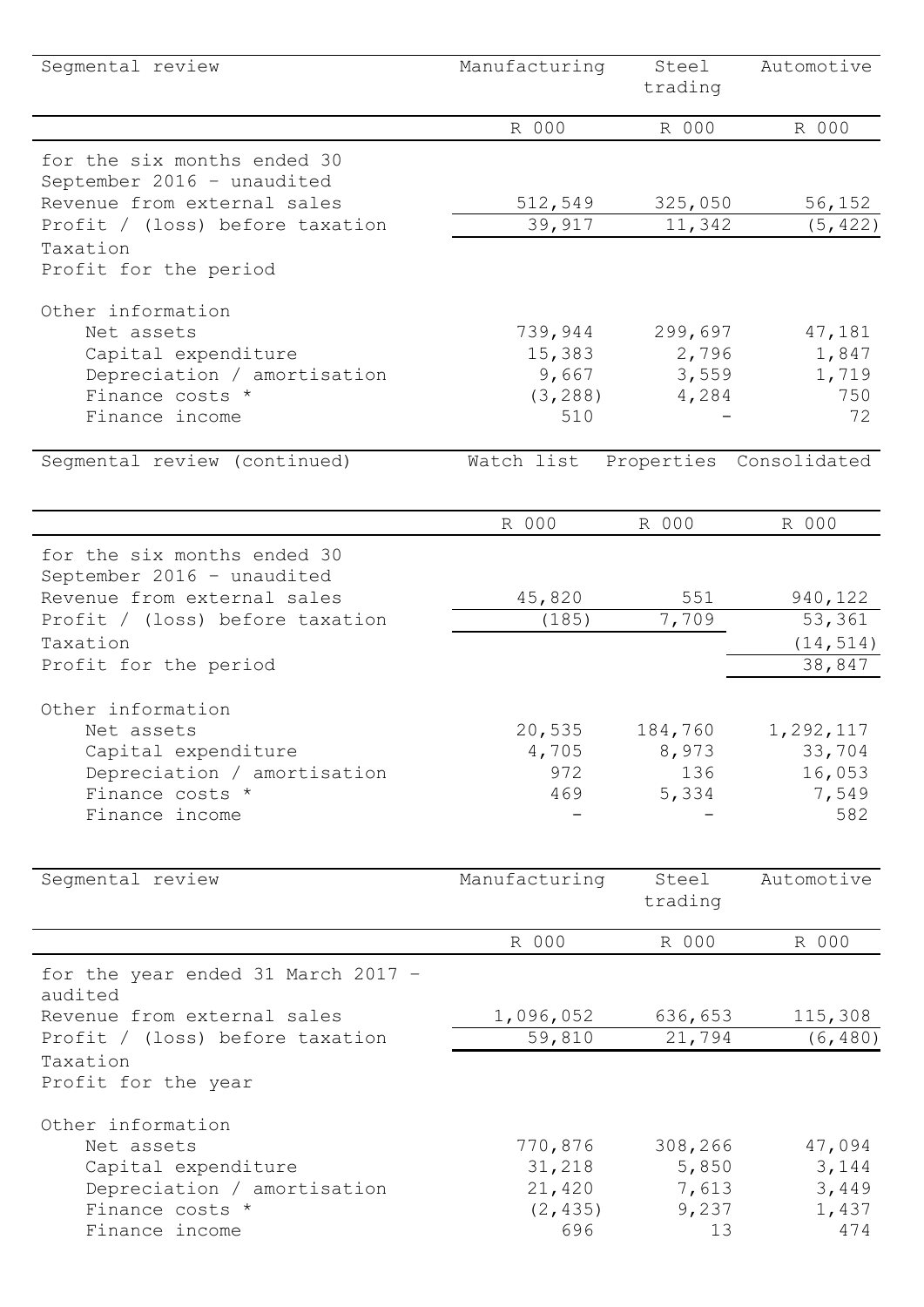| Segmental review | Manufacturing | Steel trading | Automotive |
|---|---|---|---|
| | R 000 | R 000 | R 000 |
| for the six months ended 30 September 2016 - unaudited | | | |
| Revenue from external sales | 512,549 | 325,050 | 56,152 |
| Profit / (loss) before taxation | 39,917 | 11,342 | (5,422) |
| Taxation | | | |
| Profit for the period | | | |
| Other information | | | |
| Net assets | 739,944 | 299,697 | 47,181 |
| Capital expenditure | 15,383 | 2,796 | 1,847 |
| Depreciation / amortisation | 9,667 | 3,559 | 1,719 |
| Finance costs * | (3,288) | 4,284 | 750 |
| Finance income | 510 | - | 72 |

| Segmental review (continued) | Watch list | Properties | Consolidated |
|---|---|---|---|
| | R 000 | R 000 | R 000 |
| for the six months ended 30 September 2016 - unaudited | | | |
| Revenue from external sales | 45,820 | 551 | 940,122 |
| Profit / (loss) before taxation | (185) | 7,709 | 53,361 |
| Taxation | | | (14,514) |
| Profit for the period | | | 38,847 |
| Other information | | | |
| Net assets | 20,535 | 184,760 | 1,292,117 |
| Capital expenditure | 4,705 | 8,973 | 33,704 |
| Depreciation / amortisation | 972 | 136 | 16,053 |
| Finance costs * | 469 | 5,334 | 7,549 |
| Finance income | - | - | 582 |

| Segmental review | Manufacturing | Steel trading | Automotive |
|---|---|---|---|
| | R 000 | R 000 | R 000 |
| for the year ended 31 March 2017 - audited | | | |
| Revenue from external sales | 1,096,052 | 636,653 | 115,308 |
| Profit / (loss) before taxation | 59,810 | 21,794 | (6,480) |
| Taxation | | | |
| Profit for the year | | | |
| Other information | | | |
| Net assets | 770,876 | 308,266 | 47,094 |
| Capital expenditure | 31,218 | 5,850 | 3,144 |
| Depreciation / amortisation | 21,420 | 7,613 | 3,449 |
| Finance costs * | (2,435) | 9,237 | 1,437 |
| Finance income | 696 | 13 | 474 |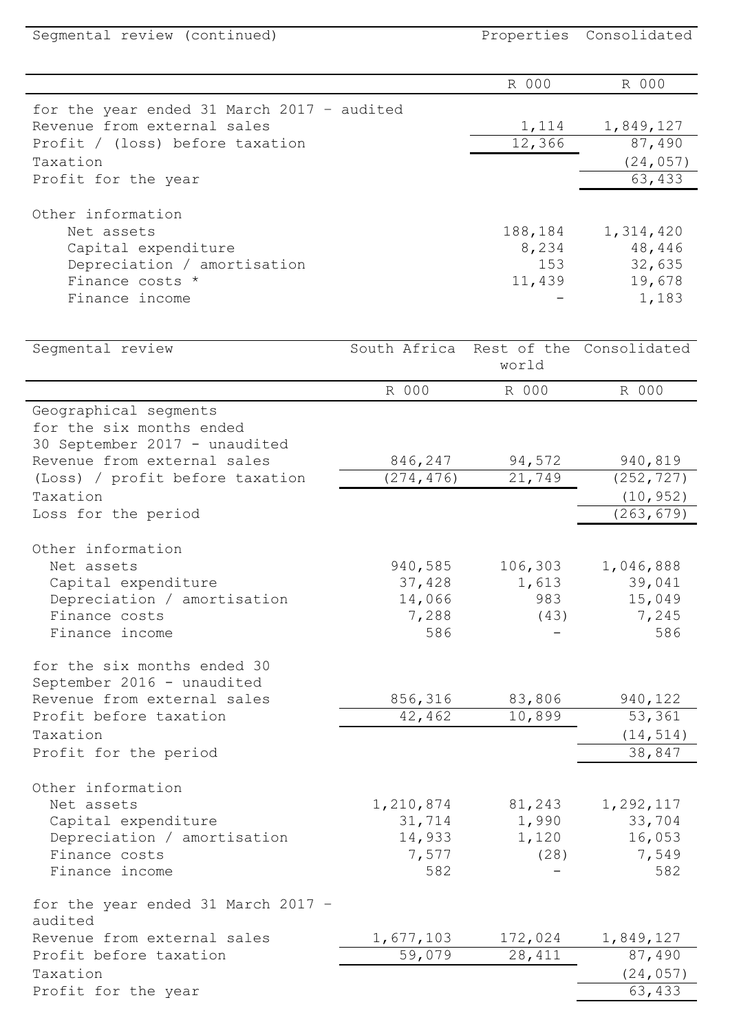| Segmental review (continued) | Properties | Consolidated |
|---|---|---|
| | R 000 | R 000 |
| for the year ended 31 March 2017 - audited | | |
| Revenue from external sales | 1,114 | 1,849,127 |
| Profit / (loss) before taxation | 12,366 | 87,490 |
| Taxation | | (24,057) |
| Profit for the year | | 63,433 |
| | | |
| Other information | | |
| Net assets | 188,184 | 1,314,420 |
| Capital expenditure | 8,234 | 48,446 |
| Depreciation / amortisation | 153 | 32,635 |
| Finance costs * | 11,439 | 19,678 |
| Finance income | - | 1,183 |

| Segmental review | South Africa | Rest of the world | Consolidated |
|---|---|---|---|
| | R 000 | R 000 | R 000 |
| Geographical segments for the six months ended 30 September 2017 - unaudited | | | |
| Revenue from external sales | 846,247 | 94,572 | 940,819 |
| (Loss) / profit before taxation | (274,476) | 21,749 | (252,727) |
| Taxation | | | (10,952) |
| Loss for the period | | | (263,679) |
| | | | |
| Other information | | | |
| Net assets | 940,585 | 106,303 | 1,046,888 |
| Capital expenditure | 37,428 | 1,613 | 39,041 |
| Depreciation / amortisation | 14,066 | 983 | 15,049 |
| Finance costs | 7,288 | (43) | 7,245 |
| Finance income | 586 | - | 586 |
| | | | |
| for the six months ended 30 September 2016 - unaudited | | | |
| Revenue from external sales | 856,316 | 83,806 | 940,122 |
| Profit before taxation | 42,462 | 10,899 | 53,361 |
| Taxation | | | (14,514) |
| Profit for the period | | | 38,847 |
| | | | |
| Other information | | | |
| Net assets | 1,210,874 | 81,243 | 1,292,117 |
| Capital expenditure | 31,714 | 1,990 | 33,704 |
| Depreciation / amortisation | 14,933 | 1,120 | 16,053 |
| Finance costs | 7,577 | (28) | 7,549 |
| Finance income | 582 | - | 582 |
| | | | |
| for the year ended 31 March 2017 - audited | | | |
| Revenue from external sales | 1,677,103 | 172,024 | 1,849,127 |
| Profit before taxation | 59,079 | 28,411 | 87,490 |
| Taxation | | | (24,057) |
| Profit for the year | | | 63,433 |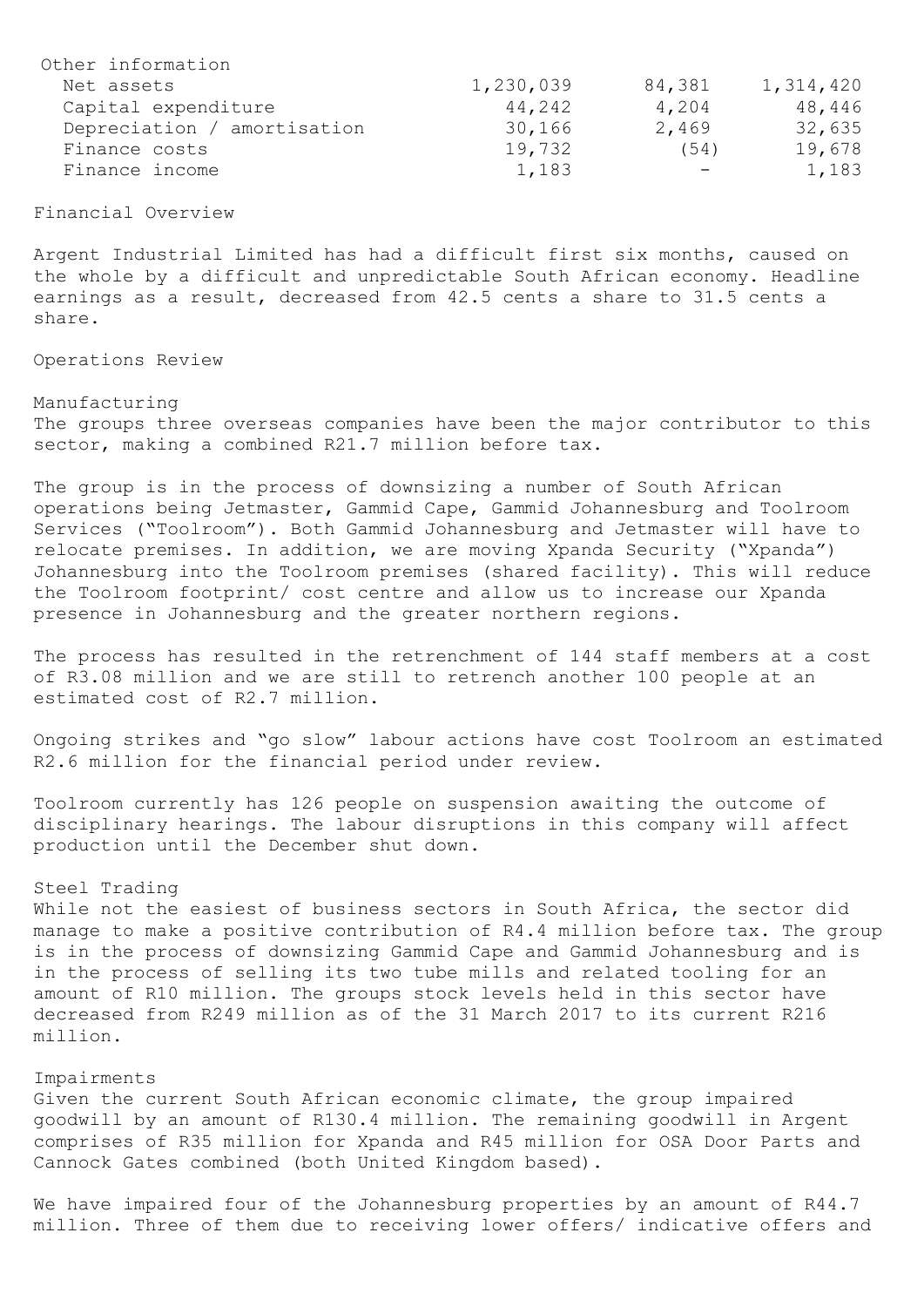| Other information | | | |
|---|---|---|---|
| Net assets | 1,230,039 | 84,381 | 1,314,420 |
| Capital expenditure | 44,242 | 4,204 | 48,446 |
| Depreciation / amortisation | 30,166 | 2,469 | 32,635 |
| Finance costs | 19,732 | (54) | 19,678 |
| Finance income | 1,183 | - | 1,183 |

## Financial Overview

Argent Industrial Limited has had a difficult first six months, caused on the whole by a difficult and unpredictable South African economy. Headline earnings as a result, decreased from 42.5 cents a share to 31.5 cents a share.

## Operations Review

### Manufacturing

The groups three overseas companies have been the major contributor to this sector, making a combined R21.7 million before tax.

The group is in the process of downsizing a number of South African operations being Jetmaster, Gammid Cape, Gammid Johannesburg and Toolroom Services ("Toolroom"). Both Gammid Johannesburg and Jetmaster will have to relocate premises. In addition, we are moving Xpanda Security ("Xpanda") Johannesburg into the Toolroom premises (shared facility). This will reduce the Toolroom footprint/ cost centre and allow us to increase our Xpanda presence in Johannesburg and the greater northern regions.

The process has resulted in the retrenchment of 144 staff members at a cost of R3.08 million and we are still to retrench another 100 people at an estimated cost of R2.7 million.

Ongoing strikes and "go slow" labour actions have cost Toolroom an estimated R2.6 million for the financial period under review.

Toolroom currently has 126 people on suspension awaiting the outcome of disciplinary hearings. The labour disruptions in this company will affect production until the December shut down.

### Steel Trading

While not the easiest of business sectors in South Africa, the sector did manage to make a positive contribution of R4.4 million before tax. The group is in the process of downsizing Gammid Cape and Gammid Johannesburg and is in the process of selling its two tube mills and related tooling for an amount of R10 million. The groups stock levels held in this sector have decreased from R249 million as of the 31 March 2017 to its current R216 million.

### Impairments

Given the current South African economic climate, the group impaired goodwill by an amount of R130.4 million. The remaining goodwill in Argent comprises of R35 million for Xpanda and R45 million for OSA Door Parts and Cannock Gates combined (both United Kingdom based).

We have impaired four of the Johannesburg properties by an amount of R44.7 million. Three of them due to receiving lower offers/ indicative offers and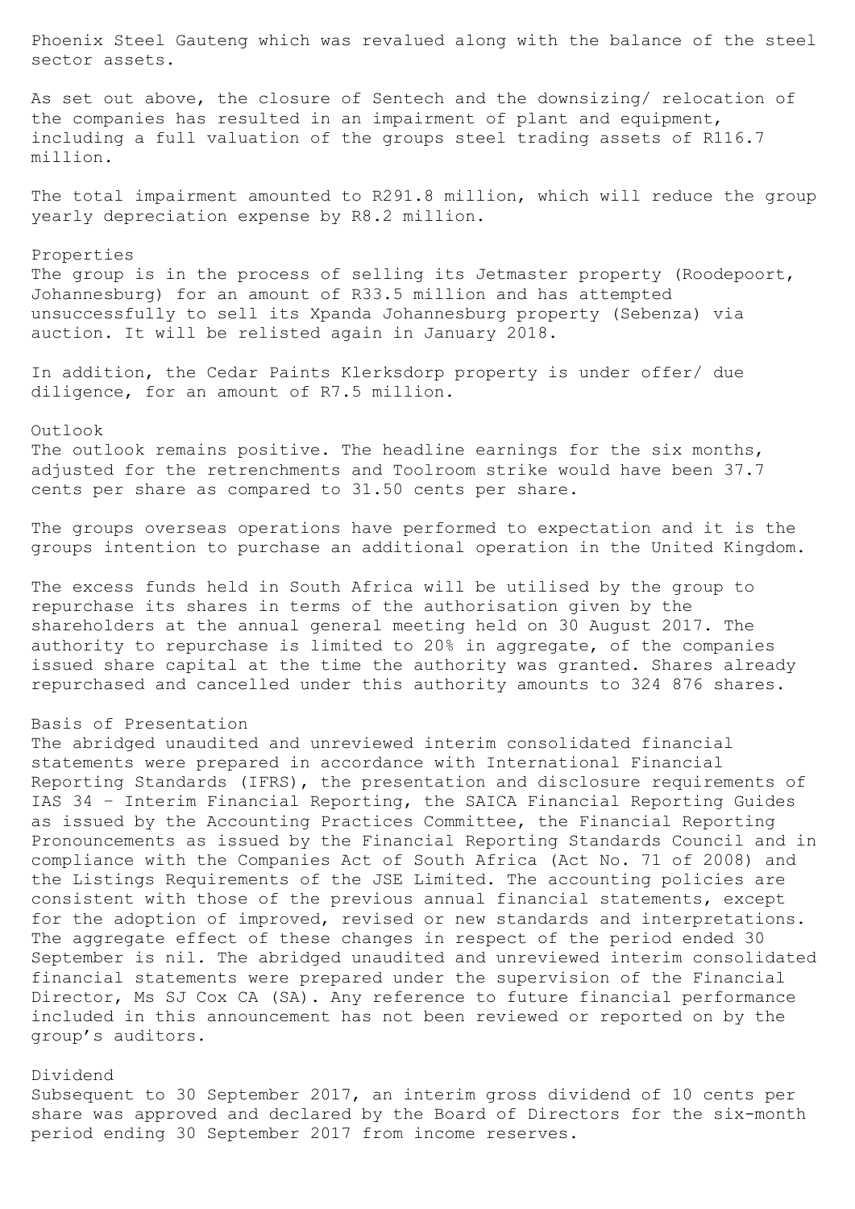Phoenix Steel Gauteng which was revalued along with the balance of the steel sector assets.

As set out above, the closure of Sentech and the downsizing/ relocation of the companies has resulted in an impairment of plant and equipment, including a full valuation of the groups steel trading assets of R116.7 million.

The total impairment amounted to R291.8 million, which will reduce the group yearly depreciation expense by R8.2 million.

## Properties

The group is in the process of selling its Jetmaster property (Roodepoort, Johannesburg) for an amount of R33.5 million and has attempted unsuccessfully to sell its Xpanda Johannesburg property (Sebenza) via auction. It will be relisted again in January 2018.

In addition, the Cedar Paints Klerksdorp property is under offer/ due diligence, for an amount of R7.5 million.

## Outlook

The outlook remains positive. The headline earnings for the six months, adjusted for the retrenchments and Toolroom strike would have been 37.7 cents per share as compared to 31.50 cents per share.

The groups overseas operations have performed to expectation and it is the groups intention to purchase an additional operation in the United Kingdom.

The excess funds held in South Africa will be utilised by the group to repurchase its shares in terms of the authorisation given by the shareholders at the annual general meeting held on 30 August 2017. The authority to repurchase is limited to 20% in aggregate, of the companies issued share capital at the time the authority was granted. Shares already repurchased and cancelled under this authority amounts to 324 876 shares.

## Basis of Presentation

The abridged unaudited and unreviewed interim consolidated financial statements were prepared in accordance with International Financial Reporting Standards (IFRS), the presentation and disclosure requirements of IAS 34 - Interim Financial Reporting, the SAICA Financial Reporting Guides as issued by the Accounting Practices Committee, the Financial Reporting Pronouncements as issued by the Financial Reporting Standards Council and in compliance with the Companies Act of South Africa (Act No. 71 of 2008) and the Listings Requirements of the JSE Limited. The accounting policies are consistent with those of the previous annual financial statements, except for the adoption of improved, revised or new standards and interpretations. The aggregate effect of these changes in respect of the period ended 30 September is nil. The abridged unaudited and unreviewed interim consolidated financial statements were prepared under the supervision of the Financial Director, Ms SJ Cox CA (SA). Any reference to future financial performance included in this announcement has not been reviewed or reported on by the group's auditors.

## Dividend

Subsequent to 30 September 2017, an interim gross dividend of 10 cents per share was approved and declared by the Board of Directors for the six-month period ending 30 September 2017 from income reserves.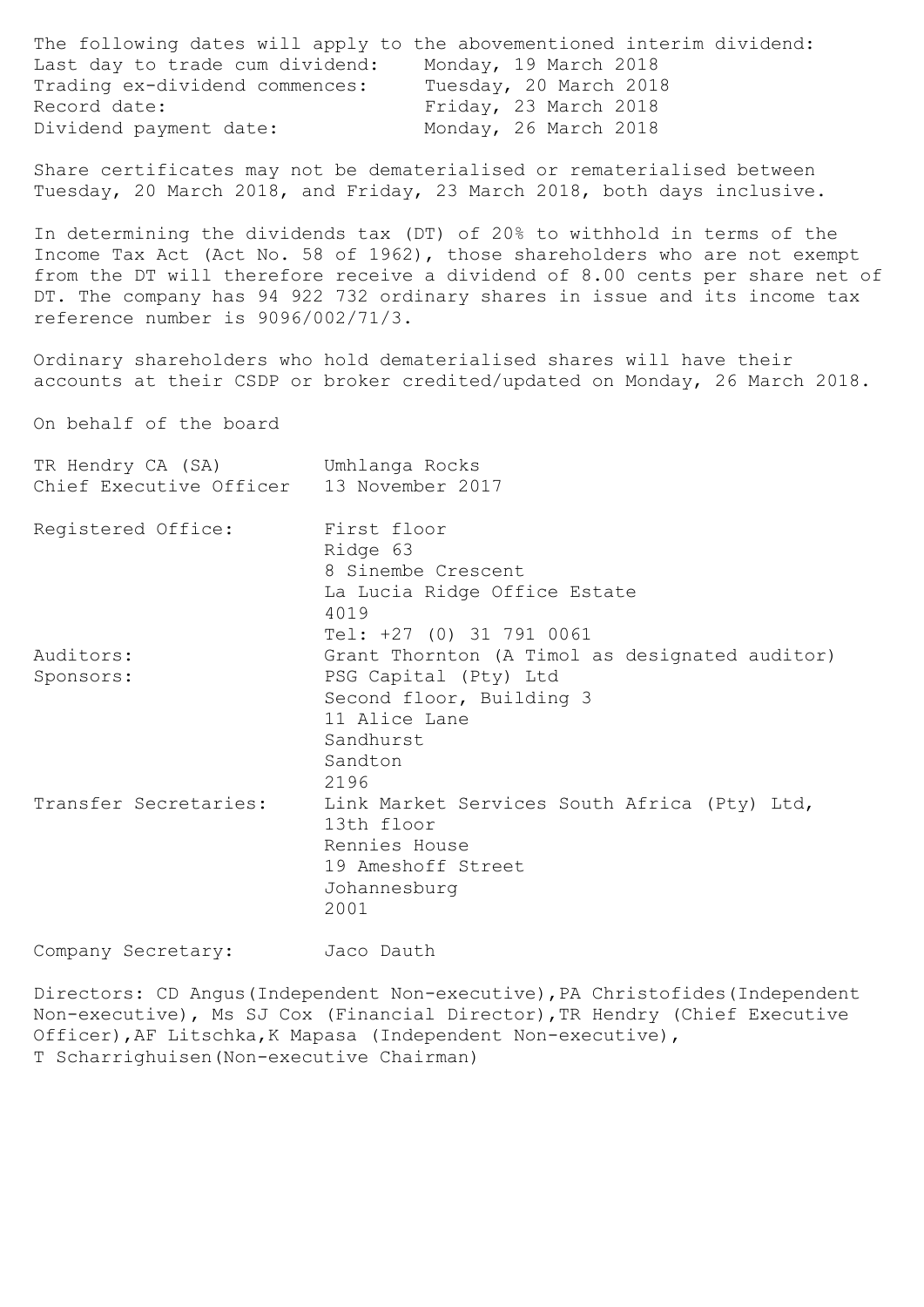The following dates will apply to the abovementioned interim dividend:

| | |
|---|---|
| Last day to trade cum dividend: | Monday, 19 March 2018 |
| Trading ex-dividend commences: | Tuesday, 20 March 2018 |
| Record date: | Friday, 23 March 2018 |
| Dividend payment date: | Monday, 26 March 2018 |

Share certificates may not be dematerialised or rematerialised between Tuesday, 20 March 2018, and Friday, 23 March 2018, both days inclusive.

In determining the dividends tax (DT) of 20% to withhold in terms of the Income Tax Act (Act No. 58 of 1962), those shareholders who are not exempt from the DT will therefore receive a dividend of 8.00 cents per share net of DT. The company has 94 922 732 ordinary shares in issue and its income tax reference number is 9096/002/71/3.

Ordinary shareholders who hold dematerialised shares will have their accounts at their CSDP or broker credited/updated on Monday, 26 March 2018.

On behalf of the board

TR Hendry CA (SA)
Chief Executive Officer

Umhlanga Rocks
13 November 2017

| | |
|---|---|
| Registered Office: | First floor<br>Ridge 63<br>8 Sinembe Crescent<br>La Lucia Ridge Office Estate<br>4019<br>Tel: +27 (0) 31 791 0061 |
| Auditors: | Grant Thornton (A Timol as designated auditor) |
| Sponsors: | PSG Capital (Pty) Ltd<br>Second floor, Building 3<br>11 Alice Lane<br>Sandhurst<br>Sandton<br>2196 |
| Transfer Secretaries: | Link Market Services South Africa (Pty) Ltd,<br>13th floor<br>Rennies House<br>19 Ameshoff Street<br>Johannesburg<br>2001 |
| Company Secretary: | Jaco Dauth |

Directors: CD Angus(Independent Non-executive),PA Christofides(Independent Non-executive), Ms SJ Cox (Financial Director),TR Hendry (Chief Executive Officer),AF Litschka,K Mapasa (Independent Non-executive), T Scharrighuisen(Non-executive Chairman)